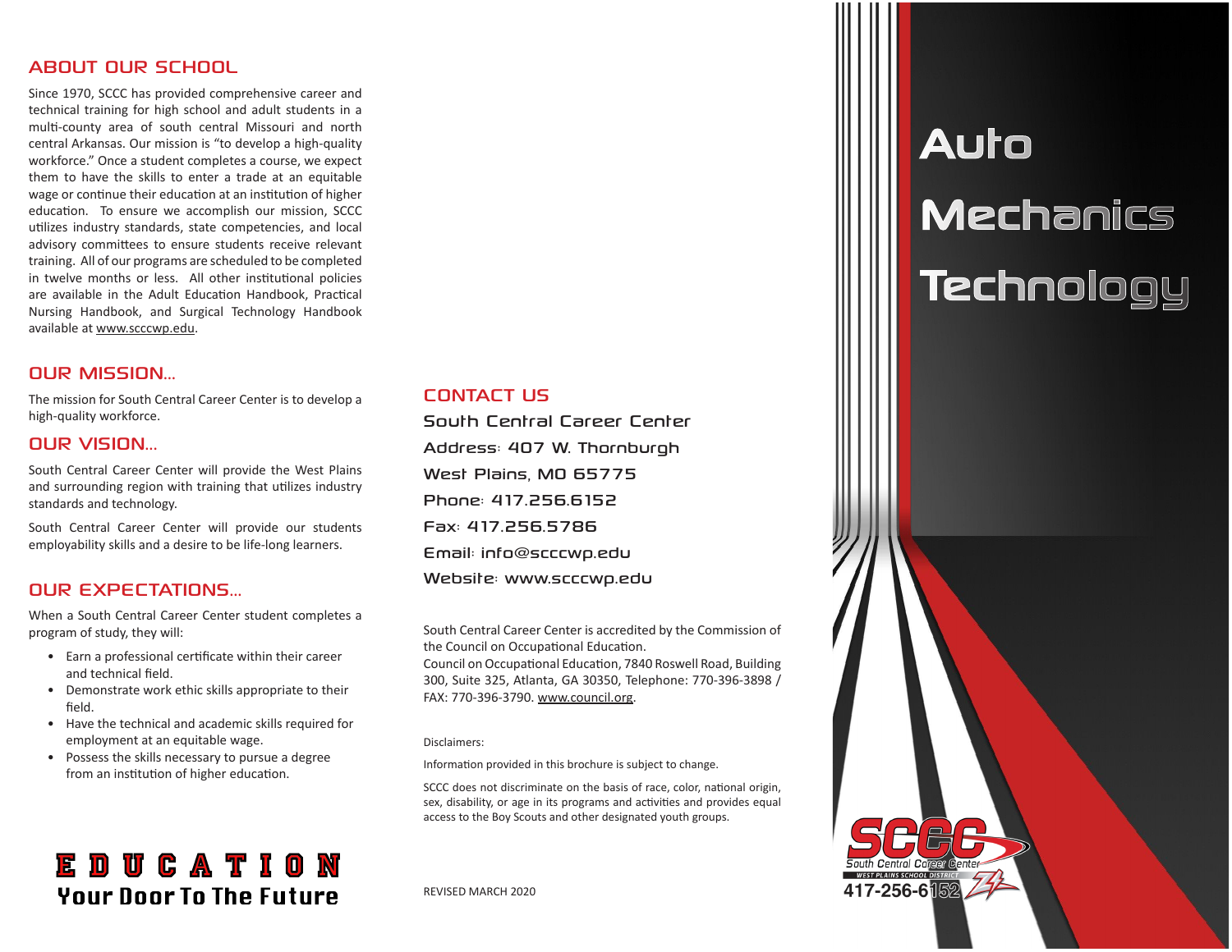## ABOUT OUR SCHOOL

Since 1970, SCCC has provided comprehensive career and technical training for high school and adult students in a multi-county area of south central Missouri and north central Arkansas. Our mission is "to develop a high-quality workforce." Once a student completes a course, we expect them to have the skills to enter a trade at an equitable wage or continue their education at an institution of higher education. To ensure we accomplish our mission, SCCC utilizes industry standards, state competencies, and local advisory committees to ensure students receive relevant training. All of our programs are scheduled to be completed in twelve months or less. All other institutional policies are available in the Adult Education Handbook, Practical Nursing Handbook, and Surgical Technology Handbook available at www.scccwp.edu.

## OUR MISSION...

The mission for South Central Career Center is to develop a high-quality workforce.

## OUR VISION...

South Central Career Center will provide the West Plains and surrounding region with training that utilizes industry standards and technology.

South Central Career Center will provide our students employability skills and a desire to be life-long learners.

## OUR EXPECTATIONS...

When a South Central Career Center student completes a program of study, they will:

- Earn a professional certificate within their career and technical field.
- Demonstrate work ethic skills appropriate to their field.
- Have the technical and academic skills required for employment at an equitable wage.
- Possess the skills necessary to pursue a degree from an institution of higher education.

**EDUCATION**
**Your Door To The Future**

## CONTACT US

South Central Career Center

Address: 407 W. Thornburgh

West Plains, MO 65775

Phone: 417.256.6152

Fax: 417.256.5786

Email: info@scccwp.edu

Website: www.scccwp.edu

South Central Career Center is accredited by the Commission of the Council on Occupational Education.
Council on Occupational Education, 7840 Roswell Road, Building 300, Suite 325, Atlanta, GA 30350, Telephone: 770-396-3898 / FAX: 770-396-3790. www.council.org.

Disclaimers:

Information provided in this brochure is subject to change.

SCCC does not discriminate on the basis of race, color, national origin, sex, disability, or age in its programs and activities and provides equal access to the Boy Scouts and other designated youth groups.

REVISED MARCH 2020

# Auto Mechanics Technology

SCCC
South Central Career Center
WEST PLAINS SCHOOL DISTRICT
417-256-6152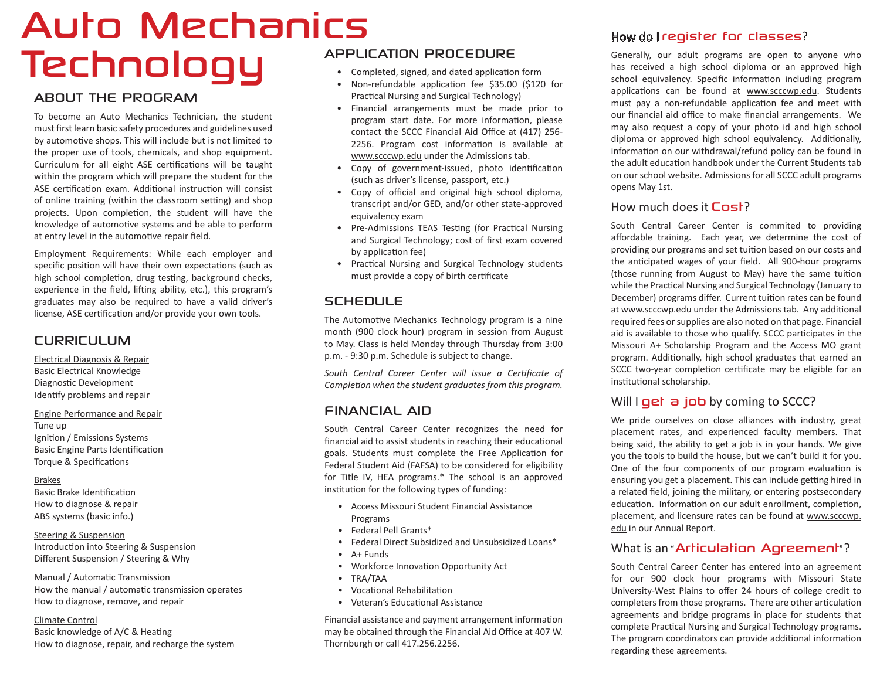# Auto Mechanics Technology

## ABOUT THE PROGRAM

To become an Auto Mechanics Technician, the student must first learn basic safety procedures and guidelines used by automotive shops. This will include but is not limited to the proper use of tools, chemicals, and shop equipment. Curriculum for all eight ASE certifications will be taught within the program which will prepare the student for the ASE certification exam. Additional instruction will consist of online training (within the classroom setting) and shop projects. Upon completion, the student will have the knowledge of automotive systems and be able to perform at entry level in the automotive repair field.

Employment Requirements: While each employer and specific position will have their own expectations (such as high school completion, drug testing, background checks, experience in the field, lifting ability, etc.), this program's graduates may also be required to have a valid driver's license, ASE certification and/or provide your own tools.

## CURRICULUM

Electrical Diagnosis & Repair
Basic Electrical Knowledge
Diagnostic Development
Identify problems and repair

Engine Performance and Repair
Tune up
Ignition / Emissions Systems
Basic Engine Parts Identification
Torque & Specifications

Brakes
Basic Brake Identification
How to diagnose & repair
ABS systems (basic info.)

Steering & Suspension
Introduction into Steering & Suspension
Different Suspension / Steering & Why

Manual / Automatic Transmission
How the manual / automatic transmission operates
How to diagnose, remove, and repair

Climate Control
Basic knowledge of A/C & Heating
How to diagnose, repair, and recharge the system

## APPLICATION PROCEDURE

- Completed, signed, and dated application form
- Non-refundable application fee $35.00 ($120 for Practical Nursing and Surgical Technology)
- Financial arrangements must be made prior to program start date. For more information, please contact the SCCC Financial Aid Office at (417) 256-2256. Program cost information is available at www.scccwp.edu under the Admissions tab.
- Copy of government-issued, photo identification (such as driver's license, passport, etc.)
- Copy of official and original high school diploma, transcript and/or GED, and/or other state-approved equivalency exam
- Pre-Admissions TEAS Testing (for Practical Nursing and Surgical Technology; cost of first exam covered by application fee)
- Practical Nursing and Surgical Technology students must provide a copy of birth certificate

## SCHEDULE

The Automotive Mechanics Technology program is a nine month (900 clock hour) program in session from August to May. Class is held Monday through Thursday from 3:00 p.m. - 9:30 p.m. Schedule is subject to change.

*South Central Career Center will issue a Certificate of Completion when the student graduates from this program.*

## FINANCIAL AID

South Central Career Center recognizes the need for financial aid to assist students in reaching their educational goals. Students must complete the Free Application for Federal Student Aid (FAFSA) to be considered for eligibility for Title IV, HEA programs.* The school is an approved institution for the following types of funding:

- Access Missouri Student Financial Assistance Programs
- Federal Pell Grants*
- Federal Direct Subsidized and Unsubsidized Loans*
- A+ Funds
- Workforce Innovation Opportunity Act
- TRA/TAA
- Vocational Rehabilitation
- Veteran's Educational Assistance

Financial assistance and payment arrangement information may be obtained through the Financial Aid Office at 407 W. Thornburgh or call 417.256.2256.

### How do I register for classes?

Generally, our adult programs are open to anyone who has received a high school diploma or an approved high school equivalency. Specific information including program applications can be found at www.scccwp.edu. Students must pay a non-refundable application fee and meet with our financial aid office to make financial arrangements. We may also request a copy of your photo id and high school diploma or approved high school equivalency. Additionally, information on our withdrawal/refund policy can be found in the adult education handbook under the Current Students tab on our school website. Admissions for all SCCC adult programs opens May 1st.

### How much does it Cost?

South Central Career Center is commited to providing affordable training. Each year, we determine the cost of providing our programs and set tuition based on our costs and the anticipated wages of your field. All 900-hour programs (those running from August to May) have the same tuition while the Practical Nursing and Surgical Technology (January to December) programs differ. Current tuition rates can be found at www.scccwp.edu under the Admissions tab. Any additional required fees or supplies are also noted on that page. Financial aid is available to those who qualify. SCCC participates in the Missouri A+ Scholarship Program and the Access MO grant program. Additionally, high school graduates that earned an SCCC two-year completion certificate may be eligible for an institutional scholarship.

### Will I get a job by coming to SCCC?

We pride ourselves on close alliances with industry, great placement rates, and experienced faculty members. That being said, the ability to get a job is in your hands. We give you the tools to build the house, but we can't build it for you. One of the four components of our program evaluation is ensuring you get a placement. This can include getting hired in a related field, joining the military, or entering postsecondary education. Information on our adult enrollment, completion, placement, and licensure rates can be found at www.scccwp.edu in our Annual Report.

### What is an "Articulation Agreement"?

South Central Career Center has entered into an agreement for our 900 clock hour programs with Missouri State University-West Plains to offer 24 hours of college credit to completers from those programs. There are other articulation agreements and bridge programs in place for students that complete Practical Nursing and Surgical Technology programs. The program coordinators can provide additional information regarding these agreements.